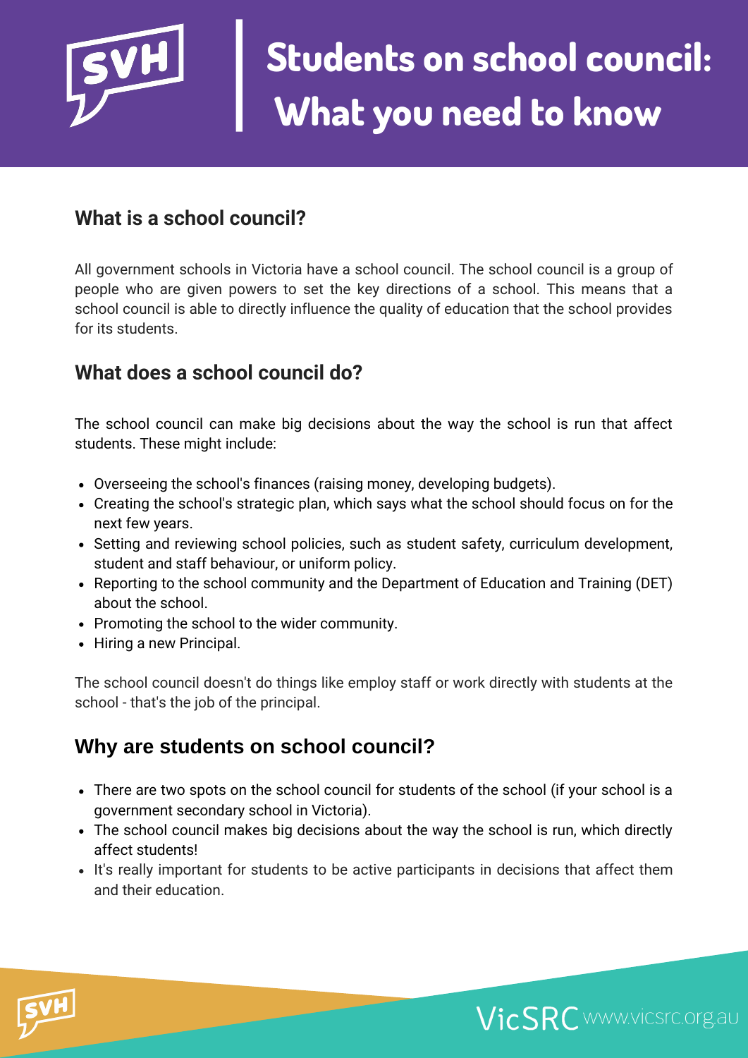# Students on school council: What you need to know

## What is a school council?

All government schools in Victoria have a school council. The school council is a group of people who are given powers to set the key directions of a school. This means that a school council is able to directly influence the quality of education that the school provides for its students.

## What does a school council do?

The school council can make big decisions about the way the school is run that affect students. These might include:

- Overseeing the school's finances (raising money, developing budgets).
- Creating the school's strategic plan, which says what the school should focus on for the next few years.
- Setting and reviewing school policies, such as student safety, curriculum development, student and staff behaviour, or uniform policy.
- Reporting to the school community and the Department of Education and Training (DET) about the school.
- Promoting the school to the wider community.
- Hiring a new Principal.

The school council doesn't do things like employ staff or work directly with students at the school - that's the job of the principal.

## Why are students on school council?

- There are two spots on the school council for students of the school (if your school is a government secondary school in Victoria).
- The school council makes big decisions about the way the school is run, which directly affect students!
- It's really important for students to be active participants in decisions that affect them and their education.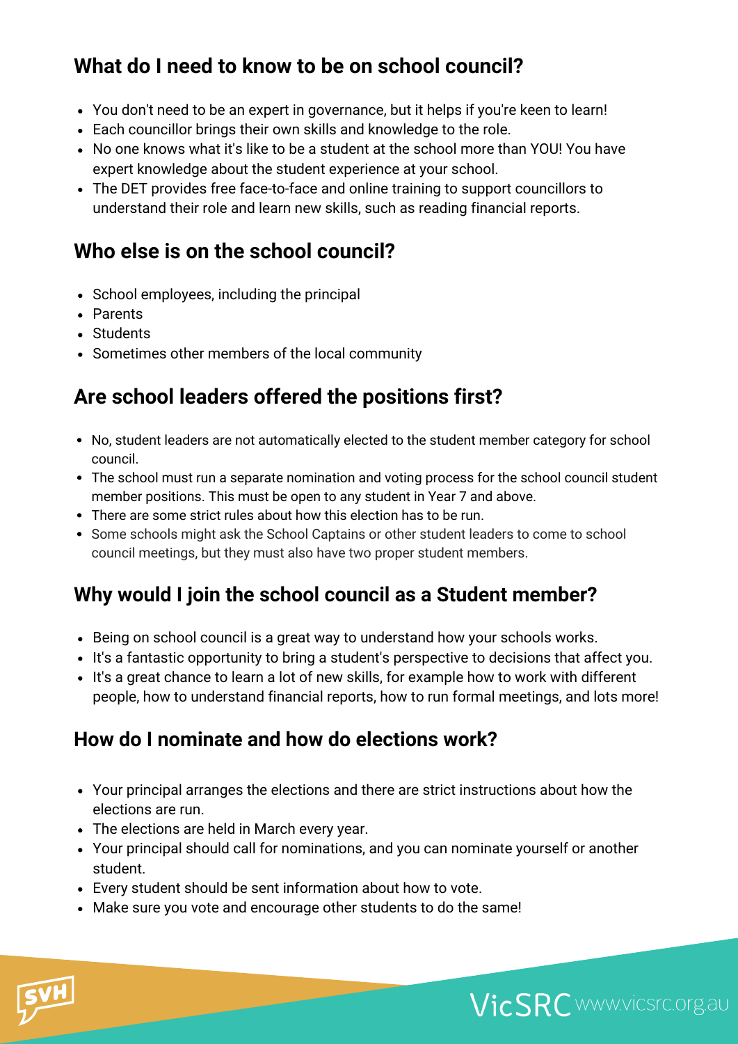## What do I need to know to be on school council?

- You don't need to be an expert in governance, but it helps if you're keen to learn!
- Each councillor brings their own skills and knowledge to the role.
- No one knows what it's like to be a student at the school more than YOU! You have expert knowledge about the student experience at your school.
- The DET provides free face-to-face and online training to support councillors to understand their role and learn new skills, such as reading financial reports.

## Who else is on the school council?

- School employees, including the principal
- Parents
- Students
- Sometimes other members of the local community

## Are school leaders offered the positions first?

- No, student leaders are not automatically elected to the student member category for school council.
- The school must run a separate nomination and voting process for the school council student member positions. This must be open to any student in Year 7 and above.
- There are some strict rules about how this election has to be run.
- Some schools might ask the School Captains or other student leaders to come to school council meetings, but they must also have two proper student members.

## Why would I join the school council as a Student member?

- Being on school council is a great way to understand how your schools works.
- It's a fantastic opportunity to bring a student's perspective to decisions that affect you.
- It's a great chance to learn a lot of new skills, for example how to work with different people, how to understand financial reports, how to run formal meetings, and lots more!

## How do I nominate and how do elections work?

- Your principal arranges the elections and there are strict instructions about how the elections are run.
- The elections are held in March every year.
- Your principal should call for nominations, and you can nominate yourself or another student.
- Every student should be sent information about how to vote.
- Make sure you vote and encourage other students to do the same!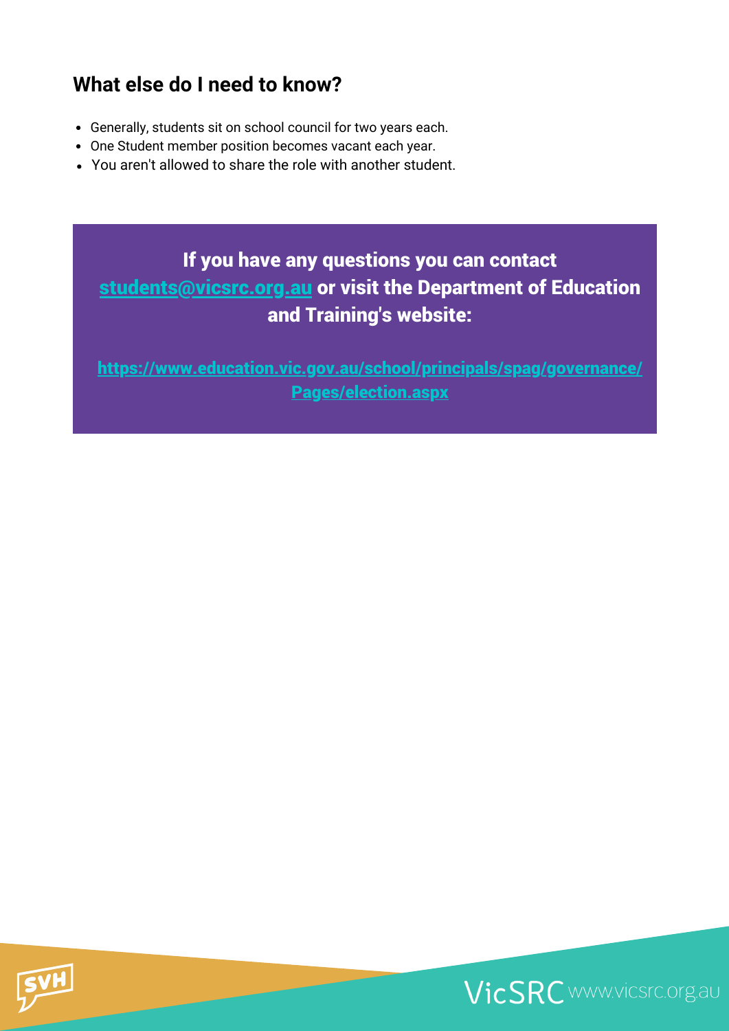## What else do I need to know?

- Generally, students sit on school council for two years each.
- One Student member position becomes vacant each year.
- You aren't allowed to share the role with another student.

**If you have any questions you can contact students@vicsrc.org.au or visit the Department of Education and Training's website:**

**https://www.education.vic.gov.au/school/principals/spag/governance/Pages/election.aspx**